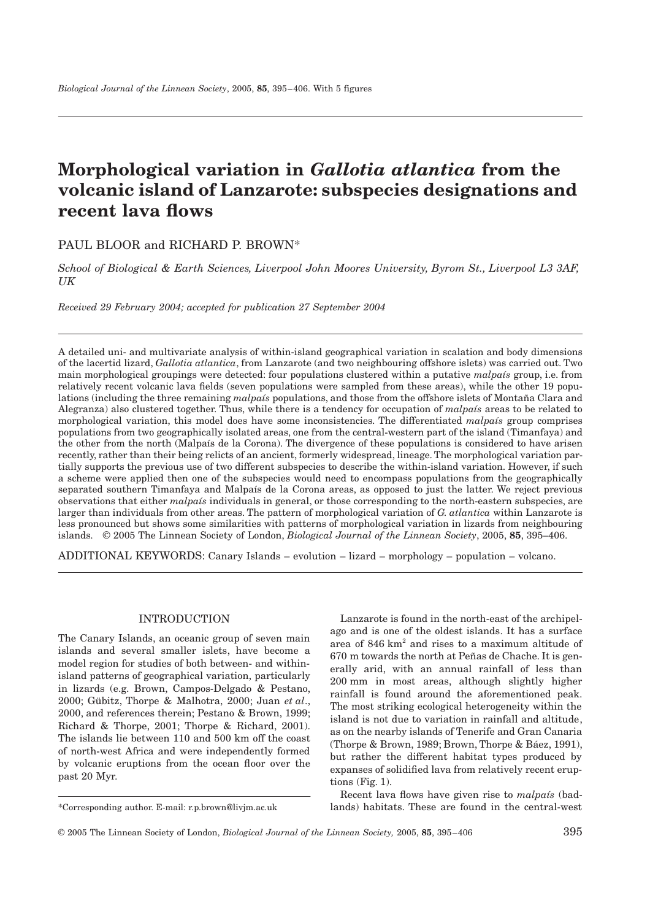# Morphological variation in *Gallotia atlantica* from the volcanic island of Lanzarote: subspecies designations and recent lava flows

PAUL BLOOR and RICHARD P. BROWN*

*School of Biological & Earth Sciences, Liverpool John Moores University, Byrom St., Liverpool L3 3AF, UK*

*Received 29 February 2004; accepted for publication 27 September 2004*

A detailed uni- and multivariate analysis of within-island geographical variation in scalation and body dimensions of the lacertid lizard, *Gallotia atlantica*, from Lanzarote (and two neighbouring offshore islets) was carried out. Two main morphological groupings were detected: four populations clustered within a putative *malpaís* group, i.e. from relatively recent volcanic lava fields (seven populations were sampled from these areas), while the other 19 populations (including the three remaining *malpaís* populations, and those from the offshore islets of Montaña Clara and Alegranza) also clustered together. Thus, while there is a tendency for occupation of *malpaís* areas to be related to morphological variation, this model does have some inconsistencies. The differentiated *malpaís* group comprises populations from two geographically isolated areas, one from the central-western part of the island (Timanfaya) and the other from the north (Malpaís de la Corona). The divergence of these populations is considered to have arisen recently, rather than their being relicts of an ancient, formerly widespread, lineage. The morphological variation partially supports the previous use of two different subspecies to describe the within-island variation. However, if such a scheme were applied then one of the subspecies would need to encompass populations from the geographically separated southern Timanfaya and Malpaís de la Corona areas, as opposed to just the latter. We reject previous observations that either *malpaís* individuals in general, or those corresponding to the north-eastern subspecies, are larger than individuals from other areas. The pattern of morphological variation of *G. atlantica* within Lanzarote is less pronounced but shows some similarities with patterns of morphological variation in lizards from neighbouring islands. © 2005 The Linnean Society of London, *Biological Journal of the Linnean Society*, 2005, **85**, 395–406.

ADDITIONAL KEYWORDS: Canary Islands – evolution – lizard – morphology – population – volcano.

## INTRODUCTION

The Canary Islands, an oceanic group of seven main islands and several smaller islets, have become a model region for studies of both between- and within-island patterns of geographical variation, particularly in lizards (e.g. Brown, Campos-Delgado & Pestano, 2000; Gübitz, Thorpe & Malhotra, 2000; Juan *et al*., 2000, and references therein; Pestano & Brown, 1999; Richard & Thorpe, 2001; Thorpe & Richard, 2001). The islands lie between 110 and 500 km off the coast of north-west Africa and were independently formed by volcanic eruptions from the ocean floor over the past 20 Myr.

Lanzarote is found in the north-east of the archipelago and is one of the oldest islands. It has a surface area of 846 km$^2$ and rises to a maximum altitude of 670 m towards the north at Peñas de Chache. It is generally arid, with an annual rainfall of less than 200 mm in most areas, although slightly higher rainfall is found around the aforementioned peak. The most striking ecological heterogeneity within the island is not due to variation in rainfall and altitude, as on the nearby islands of Tenerife and Gran Canaria (Thorpe & Brown, 1989; Brown, Thorpe & Báez, 1991), but rather the different habitat types produced by expanses of solidified lava from relatively recent eruptions (Fig. 1).

Recent lava flows have given rise to *malpaís* (badlands) habitats. These are found in the central-west

*Corresponding author. E-mail: r.p.brown@livjm.ac.uk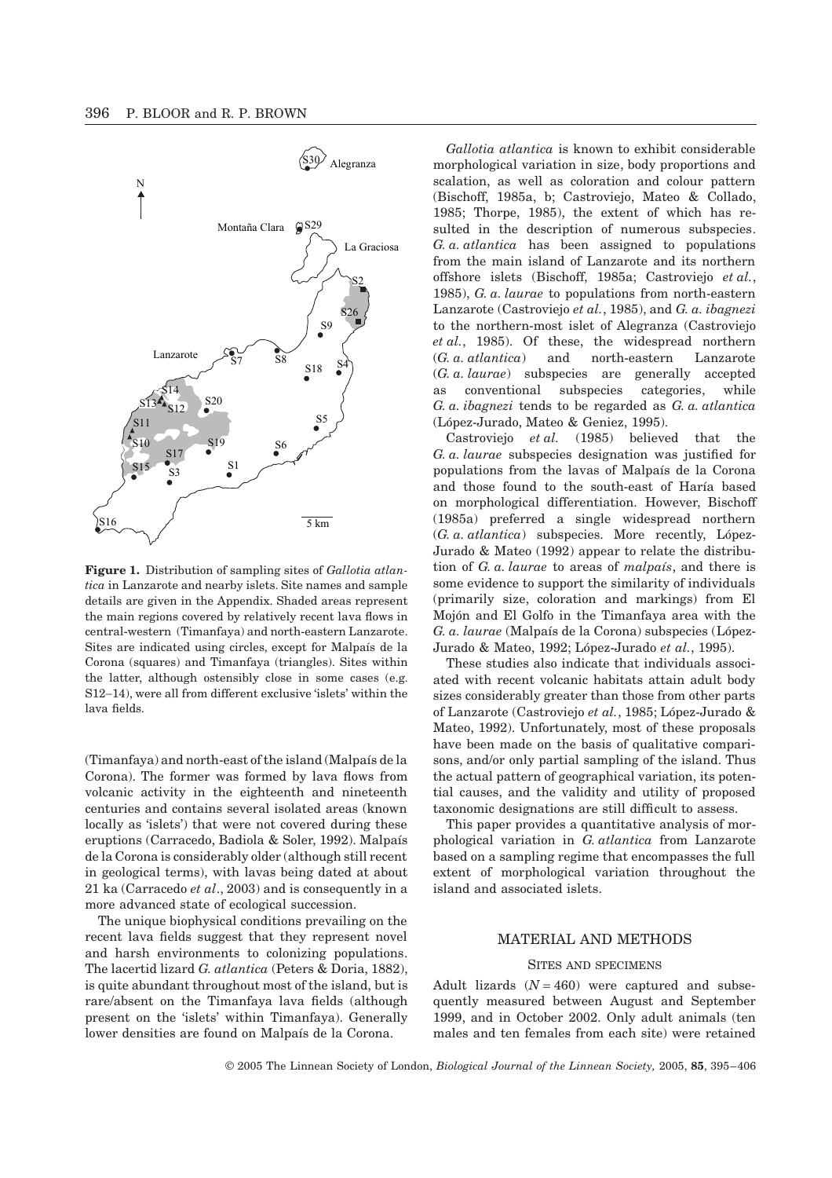**Figure 1.** Distribution of sampling sites of *Gallotia atlantica* in Lanzarote and nearby islets. Site names and sample details are given in the Appendix. Shaded areas represent the main regions covered by relatively recent lava flows in central-western (Timanfaya) and north-eastern Lanzarote. Sites are indicated using circles, except for Malpaís de la Corona (squares) and Timanfaya (triangles). Sites within the latter, although ostensibly close in some cases (e.g. S12–14), were all from different exclusive 'islets' within the lava fields.

(Timanfaya) and north-east of the island (Malpaís de la Corona). The former was formed by lava flows from volcanic activity in the eighteenth and nineteenth centuries and contains several isolated areas (known locally as 'islets') that were not covered during these eruptions (Carracedo, Badiola & Soler, 1992). Malpaís de la Corona is considerably older (although still recent in geological terms), with lavas being dated at about 21 ka (Carracedo *et al*., 2003) and is consequently in a more advanced state of ecological succession.

The unique biophysical conditions prevailing on the recent lava fields suggest that they represent novel and harsh environments to colonizing populations. The lacertid lizard *G. atlantica* (Peters & Doria, 1882), is quite abundant throughout most of the island, but is rare/absent on the Timanfaya lava fields (although present on the 'islets' within Timanfaya). Generally lower densities are found on Malpaís de la Corona.

*Gallotia atlantica* is known to exhibit considerable morphological variation in size, body proportions and scalation, as well as coloration and colour pattern (Bischoff, 1985a, b; Castroviejo, Mateo & Collado, 1985; Thorpe, 1985), the extent of which has resulted in the description of numerous subspecies. *G. a. atlantica* has been assigned to populations from the main island of Lanzarote and its northern offshore islets (Bischoff, 1985a; Castroviejo *et al.*, 1985), *G. a. laurae* to populations from north-eastern Lanzarote (Castroviejo *et al.*, 1985), and *G. a. ibagnezi* to the northern-most islet of Alegranza (Castroviejo *et al.*, 1985). Of these, the widespread northern (*G. a. atlantica*) and north-eastern Lanzarote (*G. a. laurae*) subspecies are generally accepted as conventional subspecies categories, while *G. a. ibagnezi* tends to be regarded as *G. a. atlantica* (López-Jurado, Mateo & Geniez, 1995).

Castroviejo *et al.* (1985) believed that the *G. a. laurae* subspecies designation was justified for populations from the lavas of Malpaís de la Corona and those found to the south-east of Haría based on morphological differentiation. However, Bischoff (1985a) preferred a single widespread northern (*G. a. atlantica*) subspecies. More recently, López-Jurado & Mateo (1992) appear to relate the distribution of *G. a. laurae* to areas of *malpaís*, and there is some evidence to support the similarity of individuals (primarily size, coloration and markings) from El Mojón and El Golfo in the Timanfaya area with the *G. a. laurae* (Malpaís de la Corona) subspecies (López-Jurado & Mateo, 1992; López-Jurado *et al.*, 1995).

These studies also indicate that individuals associated with recent volcanic habitats attain adult body sizes considerably greater than those from other parts of Lanzarote (Castroviejo *et al.*, 1985; López-Jurado & Mateo, 1992). Unfortunately, most of these proposals have been made on the basis of qualitative comparisons, and/or only partial sampling of the island. Thus the actual pattern of geographical variation, its potential causes, and the validity and utility of proposed taxonomic designations are still difficult to assess.

This paper provides a quantitative analysis of morphological variation in *G. atlantica* from Lanzarote based on a sampling regime that encompasses the full extent of morphological variation throughout the island and associated islets.

## MATERIAL AND METHODS

### SITES AND SPECIMENS

Adult lizards ($N = 460$) were captured and subsequently measured between August and September 1999, and in October 2002. Only adult animals (ten males and ten females from each site) were retained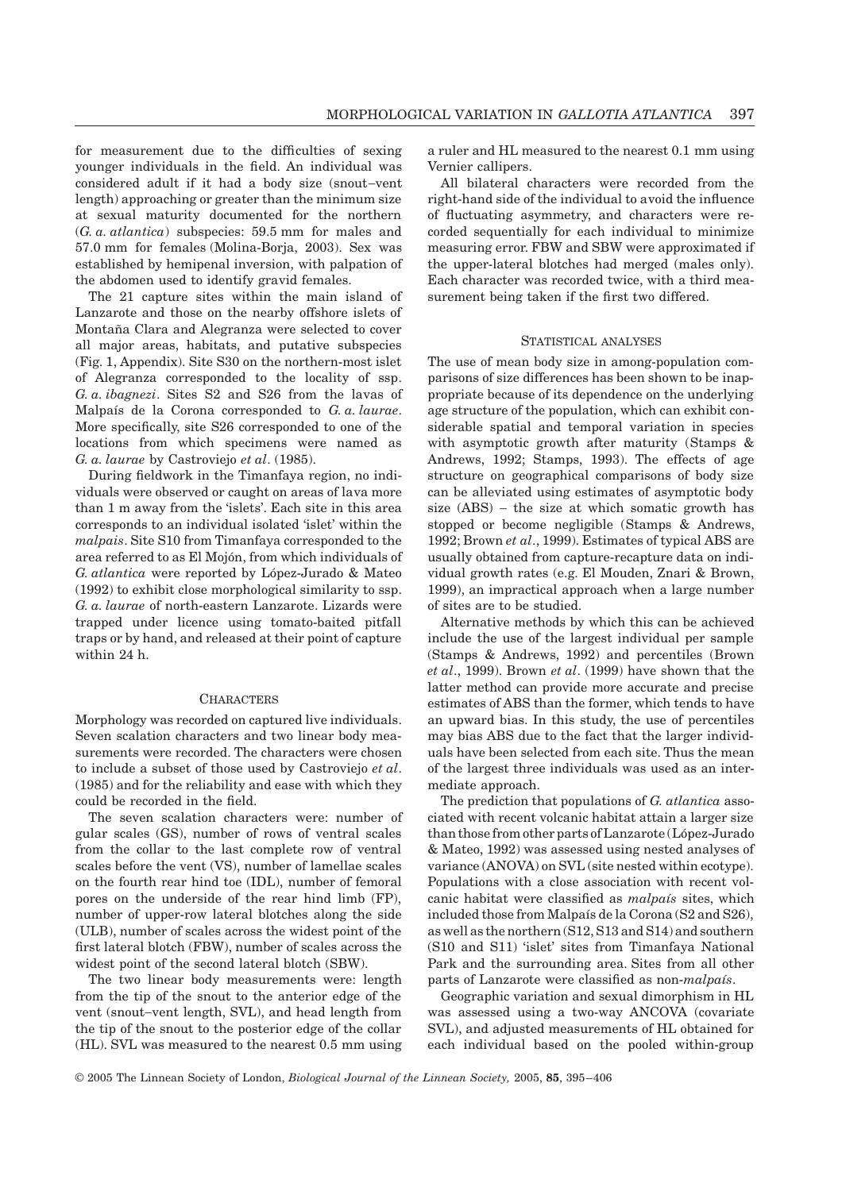for measurement due to the difficulties of sexing younger individuals in the field. An individual was considered adult if it had a body size (snout–vent length) approaching or greater than the minimum size at sexual maturity documented for the northern (*G. a. atlantica*) subspecies: 59.5 mm for males and 57.0 mm for females (Molina-Borja, 2003). Sex was established by hemipenal inversion, with palpation of the abdomen used to identify gravid females.

The 21 capture sites within the main island of Lanzarote and those on the nearby offshore islets of Montaña Clara and Alegranza were selected to cover all major areas, habitats, and putative subspecies (Fig. 1, Appendix). Site S30 on the northern-most islet of Alegranza corresponded to the locality of ssp. *G. a. ibagnezi*. Sites S2 and S26 from the lavas of Malpaís de la Corona corresponded to *G. a. laurae*. More specifically, site S26 corresponded to one of the locations from which specimens were named as *G. a. laurae* by Castroviejo *et al*. (1985).

During fieldwork in the Timanfaya region, no individuals were observed or caught on areas of lava more than 1 m away from the 'islets'. Each site in this area corresponds to an individual isolated 'islet' within the *malpais*. Site S10 from Timanfaya corresponded to the area referred to as El Mojón, from which individuals of *G. atlantica* were reported by López-Jurado & Mateo (1992) to exhibit close morphological similarity to ssp. *G. a. laurae* of north-eastern Lanzarote. Lizards were trapped under licence using tomato-baited pitfall traps or by hand, and released at their point of capture within 24 h.

### CHARACTERS

Morphology was recorded on captured live individuals. Seven scalation characters and two linear body measurements were recorded. The characters were chosen to include a subset of those used by Castroviejo *et al*. (1985) and for the reliability and ease with which they could be recorded in the field.

The seven scalation characters were: number of gular scales (GS), number of rows of ventral scales from the collar to the last complete row of ventral scales before the vent (VS), number of lamellae scales on the fourth rear hind toe (IDL), number of femoral pores on the underside of the rear hind limb (FP), number of upper-row lateral blotches along the side (ULB), number of scales across the widest point of the first lateral blotch (FBW), number of scales across the widest point of the second lateral blotch (SBW).

The two linear body measurements were: length from the tip of the snout to the anterior edge of the vent (snout–vent length, SVL), and head length from the tip of the snout to the posterior edge of the collar (HL). SVL was measured to the nearest 0.5 mm using a ruler and HL measured to the nearest 0.1 mm using Vernier callipers.

All bilateral characters were recorded from the right-hand side of the individual to avoid the influence of fluctuating asymmetry, and characters were recorded sequentially for each individual to minimize measuring error. FBW and SBW were approximated if the upper-lateral blotches had merged (males only). Each character was recorded twice, with a third measurement being taken if the first two differed.

### STATISTICAL ANALYSES

The use of mean body size in among-population comparisons of size differences has been shown to be inappropriate because of its dependence on the underlying age structure of the population, which can exhibit considerable spatial and temporal variation in species with asymptotic growth after maturity (Stamps & Andrews, 1992; Stamps, 1993). The effects of age structure on geographical comparisons of body size can be alleviated using estimates of asymptotic body size (ABS) – the size at which somatic growth has stopped or become negligible (Stamps & Andrews, 1992; Brown *et al*., 1999). Estimates of typical ABS are usually obtained from capture-recapture data on individual growth rates (e.g. El Mouden, Znari & Brown, 1999), an impractical approach when a large number of sites are to be studied.

Alternative methods by which this can be achieved include the use of the largest individual per sample (Stamps & Andrews, 1992) and percentiles (Brown *et al*., 1999). Brown *et al*. (1999) have shown that the latter method can provide more accurate and precise estimates of ABS than the former, which tends to have an upward bias. In this study, the use of percentiles may bias ABS due to the fact that the larger individuals have been selected from each site. Thus the mean of the largest three individuals was used as an intermediate approach.

The prediction that populations of *G. atlantica* associated with recent volcanic habitat attain a larger size than those from other parts of Lanzarote (López-Jurado & Mateo, 1992) was assessed using nested analyses of variance (ANOVA) on SVL (site nested within ecotype). Populations with a close association with recent volcanic habitat were classified as *malpaís* sites, which included those from Malpaís de la Corona (S2 and S26), as well as the northern (S12, S13 and S14) and southern (S10 and S11) 'islet' sites from Timanfaya National Park and the surrounding area. Sites from all other parts of Lanzarote were classified as non-*malpaís*.

Geographic variation and sexual dimorphism in HL was assessed using a two-way ANCOVA (covariate SVL), and adjusted measurements of HL obtained for each individual based on the pooled within-group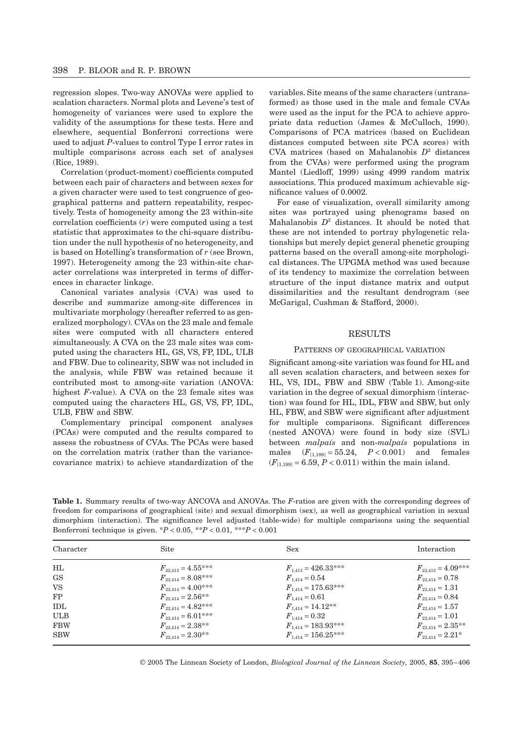regression slopes. Two-way ANOVAs were applied to scalation characters. Normal plots and Levene's test of homogeneity of variances were used to explore the validity of the assumptions for these tests. Here and elsewhere, sequential Bonferroni corrections were used to adjust *P*-values to control Type I error rates in multiple comparisons across each set of analyses (Rice, 1989).

Correlation (product-moment) coefficients computed between each pair of characters and between sexes for a given character were used to test congruence of geographical patterns and pattern repeatability, respectively. Tests of homogeneity among the 23 within-site correlation coefficients ($r$) were computed using a test statistic that approximates to the chi-square distribution under the null hypothesis of no heterogeneity, and is based on Hotelling's transformation of $r$ (see Brown, 1997). Heterogeneity among the 23 within-site character correlations was interpreted in terms of differences in character linkage.

Canonical variates analysis (CVA) was used to describe and summarize among-site differences in multivariate morphology (hereafter referred to as generalized morphology). CVAs on the 23 male and female sites were computed with all characters entered simultaneously. A CVA on the 23 male sites was computed using the characters HL, GS, VS, FP, IDL, ULB and FBW. Due to colinearity, SBW was not included in the analysis, while FBW was retained because it contributed most to among-site variation (ANOVA: highest *F*-value). A CVA on the 23 female sites was computed using the characters HL, GS, VS, FP, IDL, ULB, FBW and SBW.

Complementary principal component analyses (PCAs) were computed and the results compared to assess the robustness of CVAs. The PCAs were based on the correlation matrix (rather than the variance-covariance matrix) to achieve standardization of the variables. Site means of the same characters (untransformed) as those used in the male and female CVAs were used as the input for the PCA to achieve appropriate data reduction (James & McCulloch, 1990). Comparisons of PCA matrices (based on Euclidean distances computed between site PCA scores) with CVA matrices (based on Mahalanobis $D^2$ distances from the CVAs) were performed using the program Mantel (Liedloff, 1999) using 4999 random matrix associations. This produced maximum achievable significance values of 0.0002.

For ease of visualization, overall similarity among sites was portrayed using phenograms based on Mahalanobis $D^2$ distances. It should be noted that these are not intended to portray phylogenetic relationships but merely depict general phenetic grouping patterns based on the overall among-site morphological distances. The UPGMA method was used because of its tendency to maximize the correlation between structure of the input distance matrix and output dissimilarities and the resultant dendrogram (see McGarigal, Cushman & Stafford, 2000).

## RESULTS

### PATTERNS OF GEOGRAPHICAL VARIATION

Significant among-site variation was found for HL and all seven scalation characters, and between sexes for HL, VS, IDL, FBW and SBW (Table 1). Among-site variation in the degree of sexual dimorphism (interaction) was found for HL, IDL, FBW and SBW, but only HL, FBW, and SBW were significant after adjustment for multiple comparisons. Significant differences (nested ANOVA) were found in body size (SVL) between *malpaís* and non-*malpaís* populations in males ($F_{[1,189]} = 55.24$, $P < 0.001$) and females ($F_{[1,189]} = 6.59$, $P < 0.011$) within the main island.

**Table 1.** Summary results of two-way ANCOVA and ANOVAs. The *F*-ratios are given with the corresponding degrees of freedom for comparisons of geographical (site) and sexual dimorphism (sex), as well as geographical variation in sexual dimorphism (interaction). The significance level adjusted (table-wide) for multiple comparisons using the sequential Bonferroni technique is given. \*$P < 0.05$, \*\*$P < 0.01$, \*\*\*$P < 0.001$

| Character | Site | Sex | Interaction |
|---|---|---|---|
| HL | $F_{22,413} = 4.55$*** | $F_{1,413} = 426.33$*** | $F_{22,413} = 4.09$*** |
| GS | $F_{22,414} = 8.08$*** | $F_{1,414} = 0.54$ | $F_{22,414} = 0.78$ |
| VS | $F_{22,414} = 4.00$*** | $F_{1,414} = 175.63$*** | $F_{22,414} = 1.31$ |
| FP | $F_{22,414} = 2.56$** | $F_{1,414} = 0.61$ | $F_{22,414} = 0.84$ |
| IDL | $F_{22,414} = 4.82$*** | $F_{1,414} = 14.12$** | $F_{22,414} = 1.57$ |
| ULB | $F_{22,414} = 6.01$*** | $F_{1,414} = 0.32$ | $F_{22,414} = 1.01$ |
| FBW | $F_{22,414} = 2.38$** | $F_{1,414} = 183.93$*** | $F_{22,414} = 2.35$** |
| SBW | $F_{22,414} = 2.30$** | $F_{1,414} = 156.25$*** | $F_{22,414} = 2.21$* |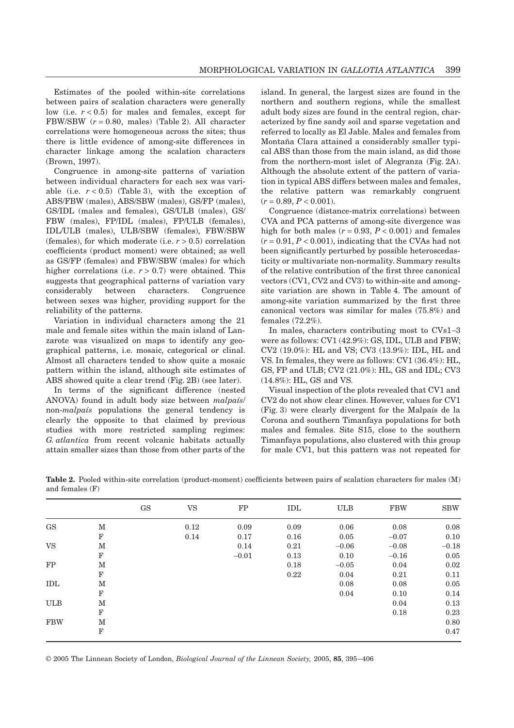Estimates of the pooled within-site correlations between pairs of scalation characters were generally low (i.e. $r < 0.5$) for males and females, except for FBW/SBW ($r = 0.80$, males) (Table 2). All character correlations were homogeneous across the sites; thus there is little evidence of among-site differences in character linkage among the scalation characters (Brown, 1997).

Congruence in among-site patterns of variation between individual characters for each sex was variable (i.e. $r < 0.5$) (Table 3), with the exception of ABS/FBW (males), ABS/SBW (males), GS/FP (males), GS/IDL (males and females), GS/ULB (males), GS/FBW (males), FP/IDL (males), FP/ULB (females), IDL/ULB (males), ULB/SBW (females), FBW/SBW (females), for which moderate (i.e. $r > 0.5$) correlation coefficients (product moment) were obtained; as well as GS/FP (females) and FBW/SBW (males) for which higher correlations (i.e. $r > 0.7$) were obtained. This suggests that geographical patterns of variation vary considerably between characters. Congruence between sexes was higher, providing support for the reliability of the patterns.

Variation in individual characters among the 21 male and female sites within the main island of Lanzarote was visualized on maps to identify any geographical patterns, i.e. mosaic, categorical or clinal. Almost all characters tended to show quite a mosaic pattern within the island, although site estimates of ABS showed quite a clear trend (Fig. 2B) (see later).

In terms of the significant difference (nested ANOVA) found in adult body size between *malpaís*/non-*malpaís* populations the general tendency is clearly the opposite to that claimed by previous studies with more restricted sampling regimes: *G. atlantica* from recent volcanic habitats actually attain smaller sizes than those from other parts of the island. In general, the largest sizes are found in the northern and southern regions, while the smallest adult body sizes are found in the central region, characterized by fine sandy soil and sparse vegetation and referred to locally as El Jable. Males and females from Montaña Clara attained a considerably smaller typical ABS than those from the main island, as did those from the northern-most islet of Alegranza (Fig. 2A). Although the absolute extent of the pattern of variation in typical ABS differs between males and females, the relative pattern was remarkably congruent ($r = 0.89$, $P < 0.001$).

Congruence (distance-matrix correlations) between CVA and PCA patterns of among-site divergence was high for both males ($r = 0.93$, $P < 0.001$) and females ($r = 0.91$, $P < 0.001$), indicating that the CVAs had not been significantly perturbed by possible heteroscedasticity or multivariate non-normality. Summary results of the relative contribution of the first three canonical vectors (CV1, CV2 and CV3) to within-site and among-site variation are shown in Table 4. The amount of among-site variation summarized by the first three canonical vectors was similar for males (75.8%) and females (72.2%).

In males, characters contributing most to CVs1–3 were as follows: CV1 (42.9%): GS, IDL, ULB and FBW; CV2 (19.0%): HL and VS; CV3 (13.9%): IDL, HL and VS. In females, they were as follows: CV1 (36.4%): HL, GS, FP and ULB; CV2 (21.0%): HL, GS and IDL; CV3 (14.8%): HL, GS and VS.

Visual inspection of the plots revealed that CV1 and CV2 do not show clear clines. However, values for CV1 (Fig. 3) were clearly divergent for the Malpaís de la Corona and southern Timanfaya populations for both males and females. Site S15, close to the southern Timanfaya populations, also clustered with this group for male CV1, but this pattern was not repeated for

**Table 2.** Pooled within-site correlation (product-moment) coefficients between pairs of scalation characters for males (M) and females (F)

| | | GS | VS | FP | IDL | ULB | FBW | SBW |
|---|---|---|---|---|---|---|---|---|
| GS | M | | 0.12 | 0.09 | 0.09 | 0.06 | 0.08 | 0.08 |
| | F | | 0.14 | 0.17 | 0.16 | 0.05 | −0.07 | 0.10 |
| VS | M | | | 0.14 | 0.21 | −0.06 | −0.08 | −0.18 |
| | F | | | −0.01 | 0.13 | 0.10 | −0.16 | 0.05 |
| FP | M | | | | 0.18 | −0.05 | 0.04 | 0.02 |
| | F | | | | 0.22 | 0.04 | 0.21 | 0.11 |
| IDL | M | | | | | 0.08 | 0.08 | 0.05 |
| | F | | | | | 0.04 | 0.10 | 0.14 |
| ULB | M | | | | | | 0.04 | 0.13 |
| | F | | | | | | 0.18 | 0.23 |
| FBW | M | | | | | | | 0.80 |
| | F | | | | | | | 0.47 |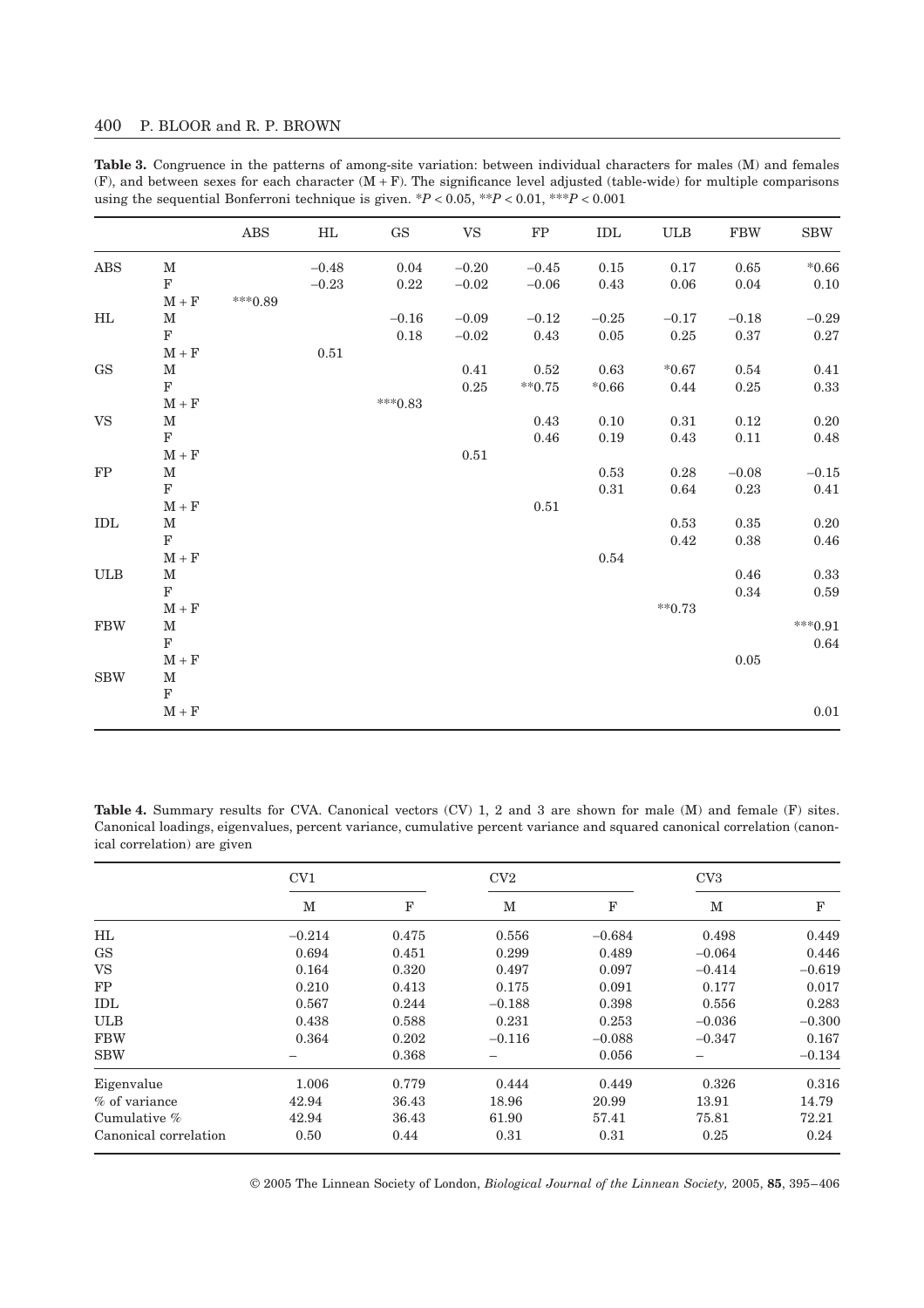**Table 3.** Congruence in the patterns of among-site variation: between individual characters for males (M) and females (F), and between sexes for each character (M + F). The significance level adjusted (table-wide) for multiple comparisons using the sequential Bonferroni technique is given. $^{*}P < 0.05$, $^{**}P < 0.01$, $^{***}P < 0.001$

| | | ABS | HL | GS | VS | FP | IDL | ULB | FBW | SBW |
|---|---|---|---|---|---|---|---|---|---|---|
| ABS | M | | −0.48 | 0.04 | −0.20 | −0.45 | 0.15 | 0.17 | 0.65 | *0.66 |
| | F | | −0.23 | 0.22 | −0.02 | −0.06 | 0.43 | 0.06 | 0.04 | 0.10 |
| | M + F | ***0.89 | | | | | | | | |
| HL | M | | | −0.16 | −0.09 | −0.12 | −0.25 | −0.17 | −0.18 | −0.29 |
| | F | | | 0.18 | −0.02 | 0.43 | 0.05 | 0.25 | 0.37 | 0.27 |
| | M + F | | 0.51 | | | | | | | |
| GS | M | | | | 0.41 | 0.52 | 0.63 | *0.67 | 0.54 | 0.41 |
| | F | | | | 0.25 | **0.75 | *0.66 | 0.44 | 0.25 | 0.33 |
| | M + F | | | ***0.83 | | | | | | |
| VS | M | | | | | 0.43 | 0.10 | 0.31 | 0.12 | 0.20 |
| | F | | | | | 0.46 | 0.19 | 0.43 | 0.11 | 0.48 |
| | M + F | | | | 0.51 | | | | | |
| FP | M | | | | | | 0.53 | 0.28 | −0.08 | −0.15 |
| | F | | | | | | 0.31 | 0.64 | 0.23 | 0.41 |
| | M + F | | | | | 0.51 | | | | |
| IDL | M | | | | | | | 0.53 | 0.35 | 0.20 |
| | F | | | | | | | 0.42 | 0.38 | 0.46 |
| | M + F | | | | | | 0.54 | | | |
| ULB | M | | | | | | | | 0.46 | 0.33 |
| | F | | | | | | | | 0.34 | 0.59 |
| | M + F | | | | | | | **0.73 | | |
| FBW | M | | | | | | | | | ***0.91 |
| | F | | | | | | | | | 0.64 |
| | M + F | | | | | | | | 0.05 | |
| SBW | M | | | | | | | | | |
| | F | | | | | | | | | |
| | M + F | | | | | | | | | 0.01 |

**Table 4.** Summary results for CVA. Canonical vectors (CV) 1, 2 and 3 are shown for male (M) and female (F) sites. Canonical loadings, eigenvalues, percent variance, cumulative percent variance and squared canonical correlation (canonical correlation) are given

| | CV1 | | CV2 | | CV3 | |
|---|---|---|---|---|---|---|
| | M | F | M | F | M | F |
| HL | −0.214 | 0.475 | 0.556 | −0.684 | 0.498 | 0.449 |
| GS | 0.694 | 0.451 | 0.299 | 0.489 | −0.064 | 0.446 |
| VS | 0.164 | 0.320 | 0.497 | 0.097 | −0.414 | −0.619 |
| FP | 0.210 | 0.413 | 0.175 | 0.091 | 0.177 | 0.017 |
| IDL | 0.567 | 0.244 | −0.188 | 0.398 | 0.556 | 0.283 |
| ULB | 0.438 | 0.588 | 0.231 | 0.253 | −0.036 | −0.300 |
| FBW | 0.364 | 0.202 | −0.116 | −0.088 | −0.347 | 0.167 |
| SBW | – | 0.368 | – | 0.056 | – | −0.134 |
| Eigenvalue | 1.006 | 0.779 | 0.444 | 0.449 | 0.326 | 0.316 |
| % of variance | 42.94 | 36.43 | 18.96 | 20.99 | 13.91 | 14.79 |
| Cumulative % | 42.94 | 36.43 | 61.90 | 57.41 | 75.81 | 72.21 |
| Canonical correlation | 0.50 | 0.44 | 0.31 | 0.31 | 0.25 | 0.24 |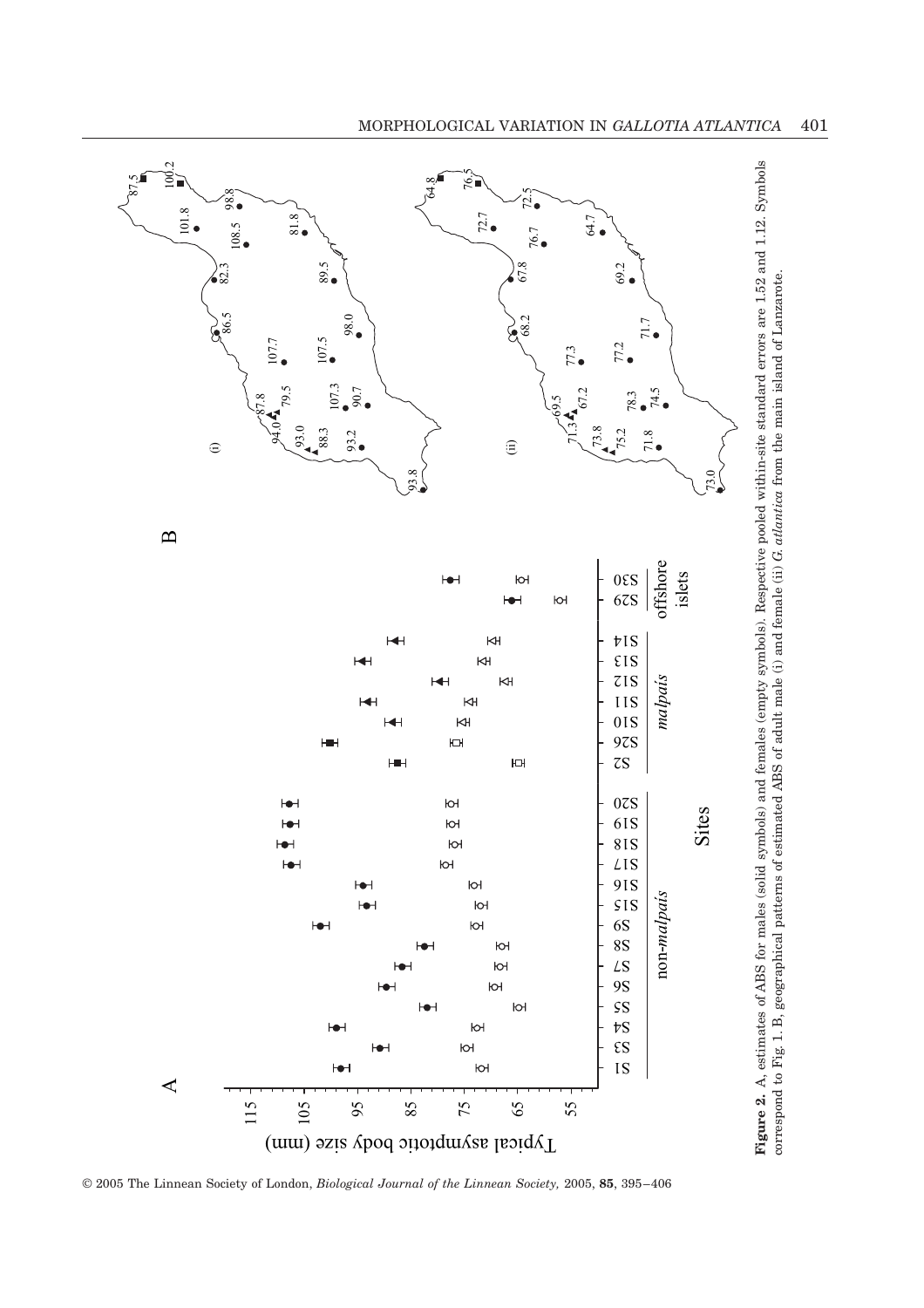**Figure 2.** A, estimates of ABS for males (solid symbols) and females (empty symbols). Respective pooled within-site standard errors are 1.52 and 1.12. Symbols correspond to Fig. 1. B, geographical patterns of estimated ABS of adult male (i) and female (ii) *G. atlantica* from the main island of Lanzarote.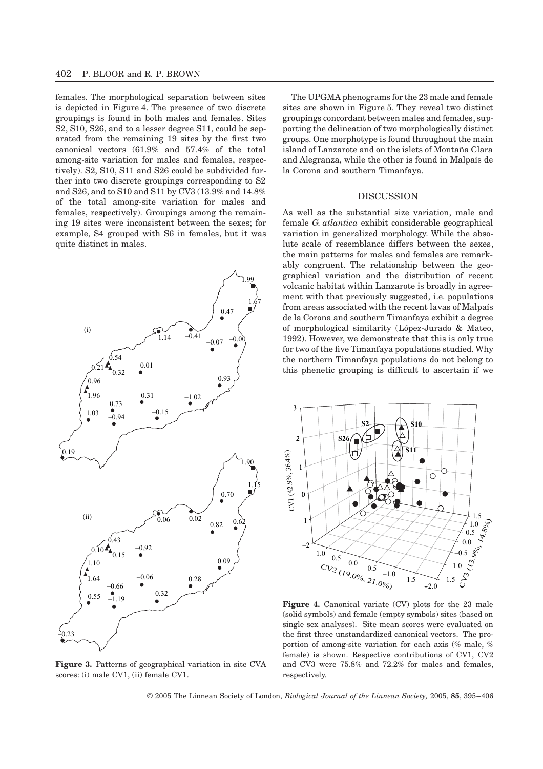females. The morphological separation between sites is depicted in Figure 4. The presence of two discrete groupings is found in both males and females. Sites S2, S10, S26, and to a lesser degree S11, could be separated from the remaining 19 sites by the first two canonical vectors (61.9% and 57.4% of the total among-site variation for males and females, respectively). S2, S10, S11 and S26 could be subdivided further into two discrete groupings corresponding to S2 and S26, and to S10 and S11 by CV3 (13.9% and 14.8% of the total among-site variation for males and females, respectively). Groupings among the remaining 19 sites were inconsistent between the sexes; for example, S4 grouped with S6 in females, but it was quite distinct in males.

**Figure 3.** Patterns of geographical variation in site CVA scores: (i) male CV1, (ii) female CV1.

The UPGMA phenograms for the 23 male and female sites are shown in Figure 5. They reveal two distinct groupings concordant between males and females, supporting the delineation of two morphologically distinct groups. One morphotype is found throughout the main island of Lanzarote and on the islets of Montaña Clara and Alegranza, while the other is found in Malpaís de la Corona and southern Timanfaya.

## DISCUSSION

As well as the substantial size variation, male and female *G. atlantica* exhibit considerable geographical variation in generalized morphology. While the absolute scale of resemblance differs between the sexes, the main patterns for males and females are remarkably congruent. The relationship between the geographical variation and the distribution of recent volcanic habitat within Lanzarote is broadly in agreement with that previously suggested, i.e. populations from areas associated with the recent lavas of Malpaís de la Corona and southern Timanfaya exhibit a degree of morphological similarity (López-Jurado & Mateo, 1992). However, we demonstrate that this is only true for two of the five Timanfaya populations studied. Why the northern Timanfaya populations do not belong to this phenetic grouping is difficult to ascertain if we

**Figure 4.** Canonical variate (CV) plots for the 23 male (solid symbols) and female (empty symbols) sites (based on single sex analyses). Site mean scores were evaluated on the first three unstandardized canonical vectors. The proportion of among-site variation for each axis (% male, % female) is shown. Respective contributions of CV1, CV2 and CV3 were 75.8% and 72.2% for males and females, respectively.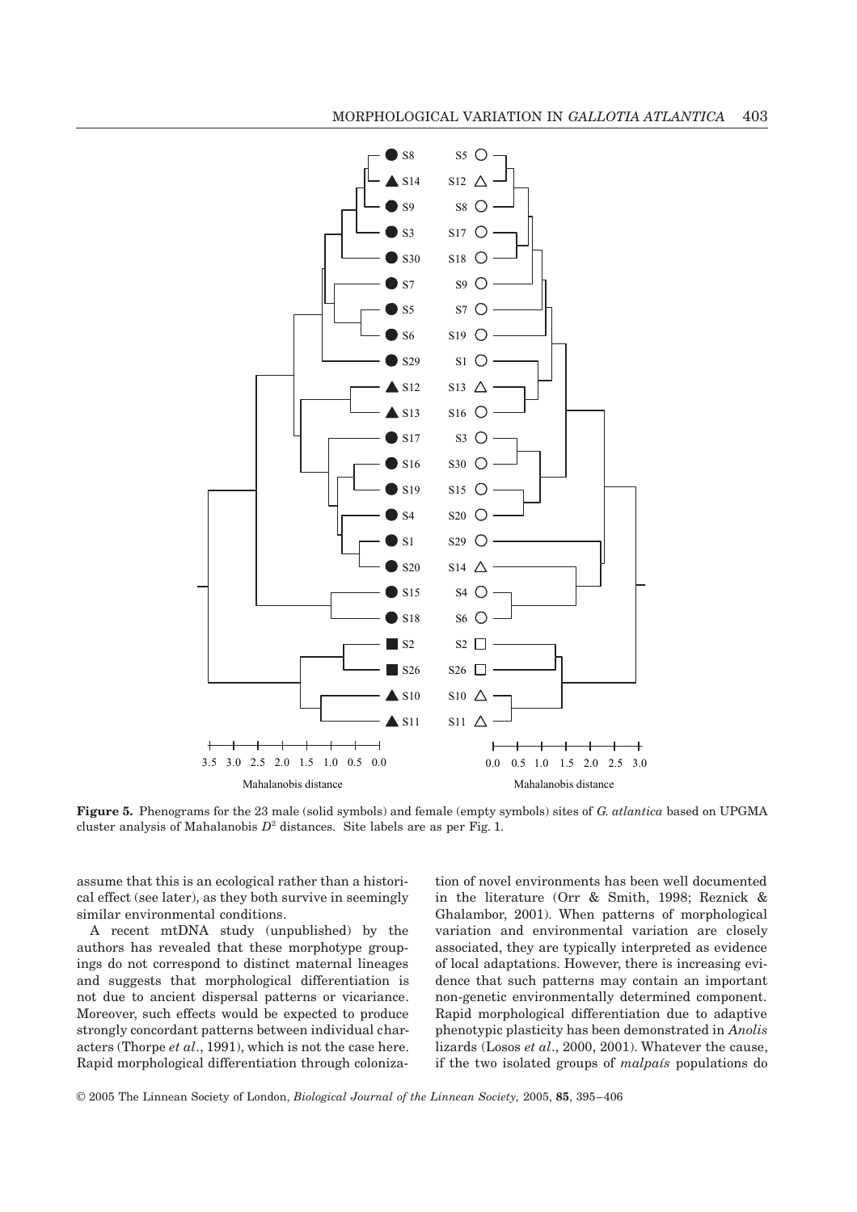**Figure 5.** Phenograms for the 23 male (solid symbols) and female (empty symbols) sites of *G. atlantica* based on UPGMA cluster analysis of Mahalanobis $D^2$ distances. Site labels are as per Fig. 1.

assume that this is an ecological rather than a historical effect (see later), as they both survive in seemingly similar environmental conditions.

A recent mtDNA study (unpublished) by the authors has revealed that these morphotype groupings do not correspond to distinct maternal lineages and suggests that morphological differentiation is not due to ancient dispersal patterns or vicariance. Moreover, such effects would be expected to produce strongly concordant patterns between individual characters (Thorpe *et al*., 1991), which is not the case here. Rapid morphological differentiation through colonization of novel environments has been well documented in the literature (Orr & Smith, 1998; Reznick & Ghalambor, 2001). When patterns of morphological variation and environmental variation are closely associated, they are typically interpreted as evidence of local adaptations. However, there is increasing evidence that such patterns may contain an important non-genetic environmentally determined component. Rapid morphological differentiation due to adaptive phenotypic plasticity has been demonstrated in *Anolis* lizards (Losos *et al*., 2000, 2001). Whatever the cause, if the two isolated groups of *malpaís* populations do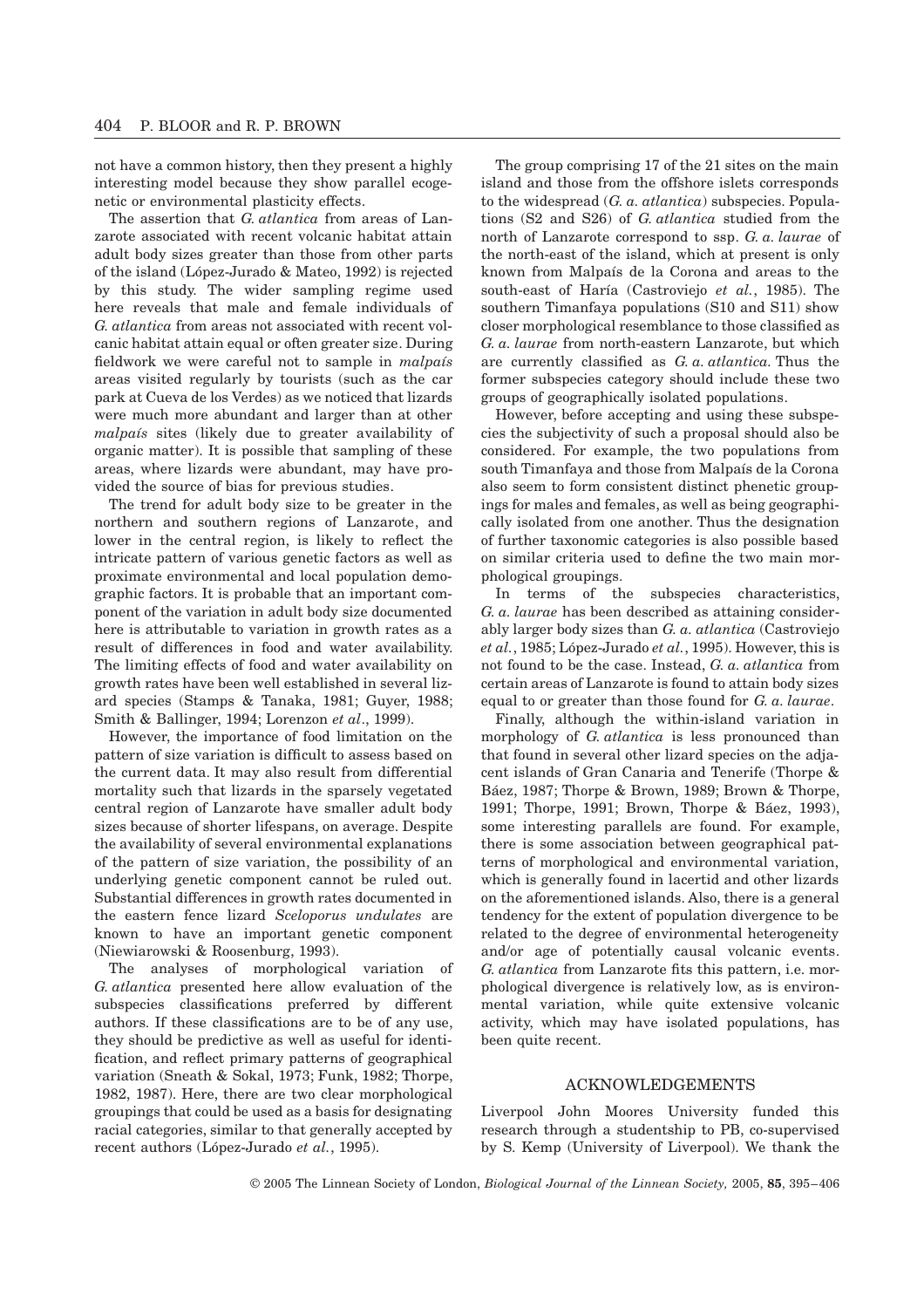not have a common history, then they present a highly interesting model because they show parallel ecogenetic or environmental plasticity effects.

The assertion that *G. atlantica* from areas of Lanzarote associated with recent volcanic habitat attain adult body sizes greater than those from other parts of the island (López-Jurado & Mateo, 1992) is rejected by this study. The wider sampling regime used here reveals that male and female individuals of *G. atlantica* from areas not associated with recent volcanic habitat attain equal or often greater size. During fieldwork we were careful not to sample in *malpaís* areas visited regularly by tourists (such as the car park at Cueva de los Verdes) as we noticed that lizards were much more abundant and larger than at other *malpaís* sites (likely due to greater availability of organic matter). It is possible that sampling of these areas, where lizards were abundant, may have provided the source of bias for previous studies.

The trend for adult body size to be greater in the northern and southern regions of Lanzarote, and lower in the central region, is likely to reflect the intricate pattern of various genetic factors as well as proximate environmental and local population demographic factors. It is probable that an important component of the variation in adult body size documented here is attributable to variation in growth rates as a result of differences in food and water availability. The limiting effects of food and water availability on growth rates have been well established in several lizard species (Stamps & Tanaka, 1981; Guyer, 1988; Smith & Ballinger, 1994; Lorenzon *et al*., 1999).

However, the importance of food limitation on the pattern of size variation is difficult to assess based on the current data. It may also result from differential mortality such that lizards in the sparsely vegetated central region of Lanzarote have smaller adult body sizes because of shorter lifespans, on average. Despite the availability of several environmental explanations of the pattern of size variation, the possibility of an underlying genetic component cannot be ruled out. Substantial differences in growth rates documented in the eastern fence lizard *Sceloporus undulates* are known to have an important genetic component (Niewiarowski & Roosenburg, 1993).

The analyses of morphological variation of *G. atlantica* presented here allow evaluation of the subspecies classifications preferred by different authors. If these classifications are to be of any use, they should be predictive as well as useful for identification, and reflect primary patterns of geographical variation (Sneath & Sokal, 1973; Funk, 1982; Thorpe, 1982, 1987). Here, there are two clear morphological groupings that could be used as a basis for designating racial categories, similar to that generally accepted by recent authors (López-Jurado *et al.*, 1995).

The group comprising 17 of the 21 sites on the main island and those from the offshore islets corresponds to the widespread (*G. a. atlantica*) subspecies. Populations (S2 and S26) of *G. atlantica* studied from the north of Lanzarote correspond to ssp. *G. a. laurae* of the north-east of the island, which at present is only known from Malpaís de la Corona and areas to the south-east of Haría (Castroviejo *et al.*, 1985). The southern Timanfaya populations (S10 and S11) show closer morphological resemblance to those classified as *G. a. laurae* from north-eastern Lanzarote, but which are currently classified as *G. a. atlantica*. Thus the former subspecies category should include these two groups of geographically isolated populations.

However, before accepting and using these subspecies the subjectivity of such a proposal should also be considered. For example, the two populations from south Timanfaya and those from Malpaís de la Corona also seem to form consistent distinct phenetic groupings for males and females, as well as being geographically isolated from one another. Thus the designation of further taxonomic categories is also possible based on similar criteria used to define the two main morphological groupings.

In terms of the subspecies characteristics, *G. a. laurae* has been described as attaining considerably larger body sizes than *G. a. atlantica* (Castroviejo *et al.*, 1985; López-Jurado *et al.*, 1995). However, this is not found to be the case. Instead, *G. a. atlantica* from certain areas of Lanzarote is found to attain body sizes equal to or greater than those found for *G. a. laurae*.

Finally, although the within-island variation in morphology of *G. atlantica* is less pronounced than that found in several other lizard species on the adjacent islands of Gran Canaria and Tenerife (Thorpe & Báez, 1987; Thorpe & Brown, 1989; Brown & Thorpe, 1991; Thorpe, 1991; Brown, Thorpe & Báez, 1993), some interesting parallels are found. For example, there is some association between geographical patterns of morphological and environmental variation, which is generally found in lacertid and other lizards on the aforementioned islands. Also, there is a general tendency for the extent of population divergence to be related to the degree of environmental heterogeneity and/or age of potentially causal volcanic events. *G. atlantica* from Lanzarote fits this pattern, i.e. morphological divergence is relatively low, as is environmental variation, while quite extensive volcanic activity, which may have isolated populations, has been quite recent.

## ACKNOWLEDGEMENTS

Liverpool John Moores University funded this research through a studentship to PB, co-supervised by S. Kemp (University of Liverpool). We thank the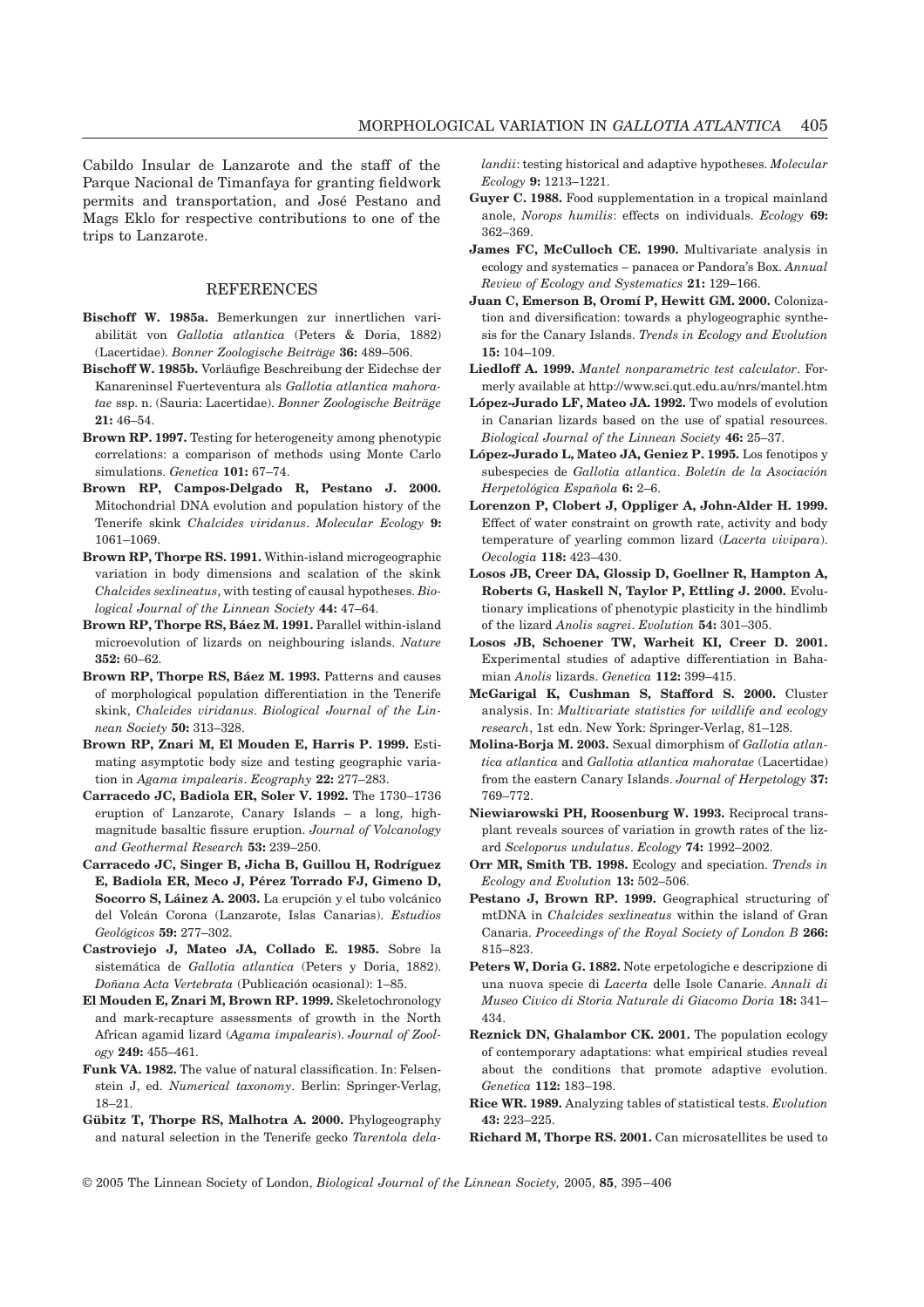Cabildo Insular de Lanzarote and the staff of the Parque Nacional de Timanfaya for granting fieldwork permits and transportation, and José Pestano and Mags Eklo for respective contributions to one of the trips to Lanzarote.

## REFERENCES

**Bischoff W. 1985a.** Bemerkungen zur innertlichen variabilität von *Gallotia atlantica* (Peters & Doria, 1882) (Lacertidae). *Bonner Zoologische Beiträge* **36:** 489–506.

**Bischoff W. 1985b.** Vorläufige Beschreibung der Eidechse der Kanareninsel Fuerteventura als *Gallotia atlantica mahoratae* ssp. n. (Sauria: Lacertidae). *Bonner Zoologische Beiträge* **21:** 46–54.

**Brown RP. 1997.** Testing for heterogeneity among phenotypic correlations: a comparison of methods using Monte Carlo simulations. *Genetica* **101:** 67–74.

**Brown RP, Campos-Delgado R, Pestano J. 2000.** Mitochondrial DNA evolution and population history of the Tenerife skink *Chalcides viridanus*. *Molecular Ecology* **9:** 1061–1069.

**Brown RP, Thorpe RS. 1991.** Within-island microgeographic variation in body dimensions and scalation of the skink *Chalcides sexlineatus*, with testing of causal hypotheses. *Biological Journal of the Linnean Society* **44:** 47–64.

**Brown RP, Thorpe RS, Báez M. 1991.** Parallel within-island microevolution of lizards on neighbouring islands. *Nature* **352:** 60–62.

**Brown RP, Thorpe RS, Báez M. 1993.** Patterns and causes of morphological population differentiation in the Tenerife skink, *Chalcides viridanus*. *Biological Journal of the Linnean Society* **50:** 313–328.

**Brown RP, Znari M, El Mouden E, Harris P. 1999.** Estimating asymptotic body size and testing geographic variation in *Agama impalearis*. *Ecography* **22:** 277–283.

**Carracedo JC, Badiola ER, Soler V. 1992.** The 1730–1736 eruption of Lanzarote, Canary Islands – a long, high-magnitude basaltic fissure eruption. *Journal of Volcanology and Geothermal Research* **53:** 239–250.

**Carracedo JC, Singer B, Jicha B, Guillou H, Rodríguez E, Badiola ER, Meco J, Pérez Torrado FJ, Gimeno D, Socorro S, Láinez A. 2003.** La erupción y el tubo volcánico del Volcán Corona (Lanzarote, Islas Canarias). *Estudios Geológicos* **59:** 277–302.

**Castroviejo J, Mateo JA, Collado E. 1985.** Sobre la sistemática de *Gallotia atlantica* (Peters y Doria, 1882). *Doñana Acta Vertebrata* (Publicación ocasional): 1–85.

**El Mouden E, Znari M, Brown RP. 1999.** Skeletochronology and mark-recapture assessments of growth in the North African agamid lizard (*Agama impalearis*). *Journal of Zoology* **249:** 455–461.

**Funk VA. 1982.** The value of natural classification. In: Felsenstein J, ed. *Numerical taxonomy*. Berlin: Springer-Verlag, 18–21.

**Gübitz T, Thorpe RS, Malhotra A. 2000.** Phylogeography and natural selection in the Tenerife gecko *Tarentola delalandii*: testing historical and adaptive hypotheses. *Molecular Ecology* **9:** 1213–1221.

**Guyer C. 1988.** Food supplementation in a tropical mainland anole, *Norops humilis*: effects on individuals. *Ecology* **69:** 362–369.

**James FC, McCulloch CE. 1990.** Multivariate analysis in ecology and systematics – panacea or Pandora's Box. *Annual Review of Ecology and Systematics* **21:** 129–166.

**Juan C, Emerson B, Oromí P, Hewitt GM. 2000.** Colonization and diversification: towards a phylogeographic synthesis for the Canary Islands. *Trends in Ecology and Evolution* **15:** 104–109.

**Liedloff A. 1999.** *Mantel nonparametric test calculator*. Formerly available at http://www.sci.qut.edu.au/nrs/mantel.htm

**López-Jurado LF, Mateo JA. 1992.** Two models of evolution in Canarian lizards based on the use of spatial resources. *Biological Journal of the Linnean Society* **46:** 25–37.

**López-Jurado L, Mateo JA, Geniez P. 1995.** Los fenotipos y subespecies de *Gallotia atlantica*. *Boletín de la Asociación Herpetológica Española* **6:** 2–6.

**Lorenzon P, Clobert J, Oppliger A, John-Alder H. 1999.** Effect of water constraint on growth rate, activity and body temperature of yearling common lizard (*Lacerta vivipara*). *Oecologia* **118:** 423–430.

**Losos JB, Creer DA, Glossip D, Goellner R, Hampton A, Roberts G, Haskell N, Taylor P, Ettling J. 2000.** Evolutionary implications of phenotypic plasticity in the hindlimb of the lizard *Anolis sagrei*. *Evolution* **54:** 301–305.

**Losos JB, Schoener TW, Warheit KI, Creer D. 2001.** Experimental studies of adaptive differentiation in Bahamian *Anolis* lizards. *Genetica* **112:** 399–415.

**McGarigal K, Cushman S, Stafford S. 2000.** Cluster analysis. In: *Multivariate statistics for wildlife and ecology research*, 1st edn. New York: Springer-Verlag, 81–128.

**Molina-Borja M. 2003.** Sexual dimorphism of *Gallotia atlantica atlantica* and *Gallotia atlantica mahoratae* (Lacertidae) from the eastern Canary Islands. *Journal of Herpetology* **37:** 769–772.

**Niewiarowski PH, Roosenburg W. 1993.** Reciprocal transplant reveals sources of variation in growth rates of the lizard *Sceloporus undulatus*. *Ecology* **74:** 1992–2002.

**Orr MR, Smith TB. 1998.** Ecology and speciation. *Trends in Ecology and Evolution* **13:** 502–506.

**Pestano J, Brown RP. 1999.** Geographical structuring of mtDNA in *Chalcides sexlineatus* within the island of Gran Canaria. *Proceedings of the Royal Society of London B* **266:** 815–823.

**Peters W, Doria G. 1882.** Note erpetologiche e descripzione di una nuova specie di *Lacerta* delle Isole Canarie. *Annali di Museo Civico di Storia Naturale di Giacomo Doria* **18:** 341–434.

**Reznick DN, Ghalambor CK. 2001.** The population ecology of contemporary adaptations: what empirical studies reveal about the conditions that promote adaptive evolution. *Genetica* **112:** 183–198.

**Rice WR. 1989.** Analyzing tables of statistical tests. *Evolution* **43:** 223–225.

**Richard M, Thorpe RS. 2001.** Can microsatellites be used to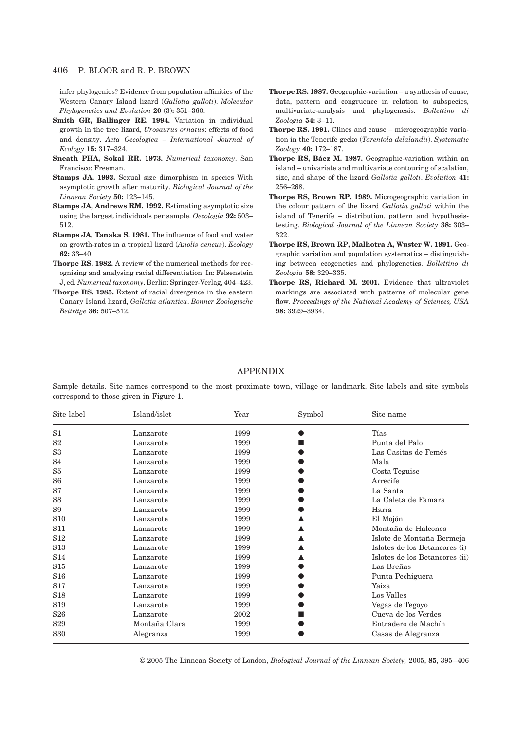infer phylogenies? Evidence from population affinities of the Western Canary Island lizard (*Gallotia galloti*). *Molecular Phylogenetics and Evolution* **20** (3)**:** 351–360.

**Smith GR, Ballinger RE. 1994.** Variation in individual growth in the tree lizard, *Urosaurus ornatus*: effects of food and density. *Acta Oecologica – International Journal of Ecology* **15:** 317–324.

**Sneath PHA, Sokal RR. 1973.** *Numerical taxonomy*. San Francisco: Freeman.

**Stamps JA. 1993.** Sexual size dimorphism in species With asymptotic growth after maturity. *Biological Journal of the Linnean Society* **50:** 123–145.

**Stamps JA, Andrews RM. 1992.** Estimating asymptotic size using the largest individuals per sample. *Oecologia* **92:** 503–512.

**Stamps JA, Tanaka S. 1981.** The influence of food and water on growth-rates in a tropical lizard (*Anolis aeneus*). *Ecology* **62:** 33–40.

**Thorpe RS. 1982.** A review of the numerical methods for recognising and analysing racial differentiation. In: Felsenstein J, ed. *Numerical taxonomy*. Berlin: Springer-Verlag, 404–423.

**Thorpe RS. 1985.** Extent of racial divergence in the eastern Canary Island lizard, *Gallotia atlantica*. *Bonner Zoologische Beiträge* **36:** 507–512.

**Thorpe RS. 1987.** Geographic-variation – a synthesis of cause, data, pattern and congruence in relation to subspecies, multivariate-analysis and phylogenesis. *Bollettino di Zoologia* **54:** 3–11.

**Thorpe RS. 1991.** Clines and cause – microgeographic variation in the Tenerife gecko (*Tarentola delalandii*). *Systematic Zoology* **40:** 172–187.

**Thorpe RS, Báez M. 1987.** Geographic-variation within an island – univariate and multivariate contouring of scalation, size, and shape of the lizard *Gallotia galloti*. *Evolution* **41:** 256–268.

**Thorpe RS, Brown RP. 1989.** Microgeographic variation in the colour pattern of the lizard *Gallotia galloti* within the island of Tenerife – distribution, pattern and hypothesis-testing. *Biological Journal of the Linnean Society* **38:** 303–322.

**Thorpe RS, Brown RP, Malhotra A, Wuster W. 1991.** Geographic variation and population systematics – distinguishing between ecogenetics and phylogenetics. *Bollettino di Zoologia* **58:** 329–335.

**Thorpe RS, Richard M. 2001.** Evidence that ultraviolet markings are associated with patterns of molecular gene flow. *Proceedings of the National Academy of Sciences, USA* **98:** 3929–3934.

## APPENDIX

Sample details. Site names correspond to the most proximate town, village or landmark. Site labels and site symbols correspond to those given in Figure 1.

| Site label | Island/islet | Year | Symbol | Site name |
|---|---|---|---|---|
| S1 | Lanzarote | 1999 | ● | Tías |
| S2 | Lanzarote | 1999 | ■ | Punta del Palo |
| S3 | Lanzarote | 1999 | ● | Las Casitas de Femés |
| S4 | Lanzarote | 1999 | ● | Mala |
| S5 | Lanzarote | 1999 | ● | Costa Teguise |
| S6 | Lanzarote | 1999 | ● | Arrecife |
| S7 | Lanzarote | 1999 | ● | La Santa |
| S8 | Lanzarote | 1999 | ● | La Caleta de Famara |
| S9 | Lanzarote | 1999 | ● | Haría |
| S10 | Lanzarote | 1999 | ▲ | El Mojón |
| S11 | Lanzarote | 1999 | ▲ | Montaña de Halcones |
| S12 | Lanzarote | 1999 | ▲ | Islote de Montaña Bermeja |
| S13 | Lanzarote | 1999 | ▲ | Islotes de los Betancores (i) |
| S14 | Lanzarote | 1999 | ▲ | Islotes de los Betancores (ii) |
| S15 | Lanzarote | 1999 | ● | Las Breñas |
| S16 | Lanzarote | 1999 | ● | Punta Pechiguera |
| S17 | Lanzarote | 1999 | ● | Yaiza |
| S18 | Lanzarote | 1999 | ● | Los Valles |
| S19 | Lanzarote | 1999 | ● | Vegas de Tegoyo |
| S26 | Lanzarote | 2002 | ■ | Cueva de los Verdes |
| S29 | Montaña Clara | 1999 | ● | Entradero de Machín |
| S30 | Alegranza | 1999 | ● | Casas de Alegranza |